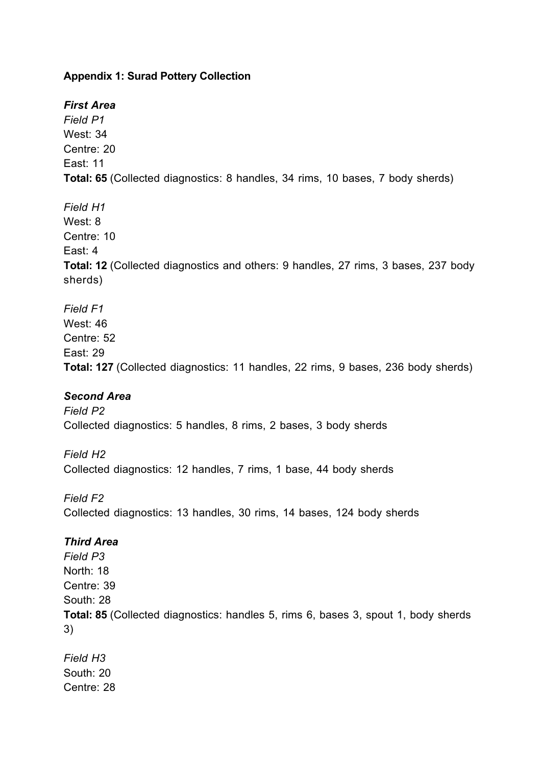**Appendix 1: Surad Pottery Collection**

***First Area***

*Field P1*
West: 34
Centre: 20
East: 11
**Total: 65** (Collected diagnostics: 8 handles, 34 rims, 10 bases, 7 body sherds)

*Field H1*
West: 8
Centre: 10
East: 4
**Total: 12** (Collected diagnostics and others: 9 handles, 27 rims, 3 bases, 237 body sherds)

*Field F1*
West: 46
Centre: 52
East: 29
**Total: 127** (Collected diagnostics: 11 handles, 22 rims, 9 bases, 236 body sherds)

***Second Area***

*Field P2*
Collected diagnostics: 5 handles, 8 rims, 2 bases, 3 body sherds

*Field H2*
Collected diagnostics: 12 handles, 7 rims, 1 base, 44 body sherds

*Field F2*
Collected diagnostics: 13 handles, 30 rims, 14 bases, 124 body sherds

***Third Area***

*Field P3*
North: 18
Centre: 39
South: 28
**Total: 85** (Collected diagnostics: handles 5, rims 6, bases 3, spout 1, body sherds 3)

*Field H3*
South: 20
Centre: 28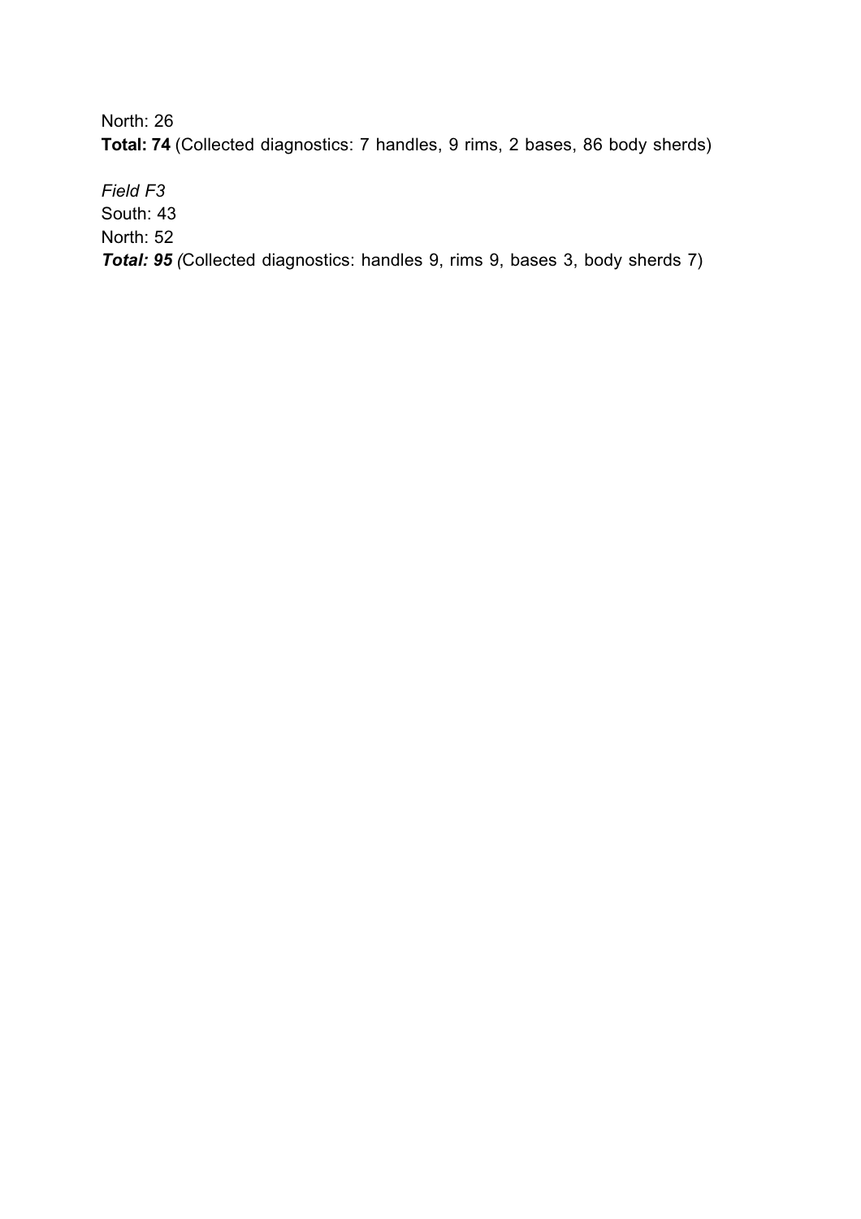North: 26
**Total: 74** (Collected diagnostics: 7 handles, 9 rims, 2 bases, 86 body sherds)

*Field F3*
South: 43
North: 52
***Total: 95*** *(*Collected diagnostics: handles 9, rims 9, bases 3, body sherds 7)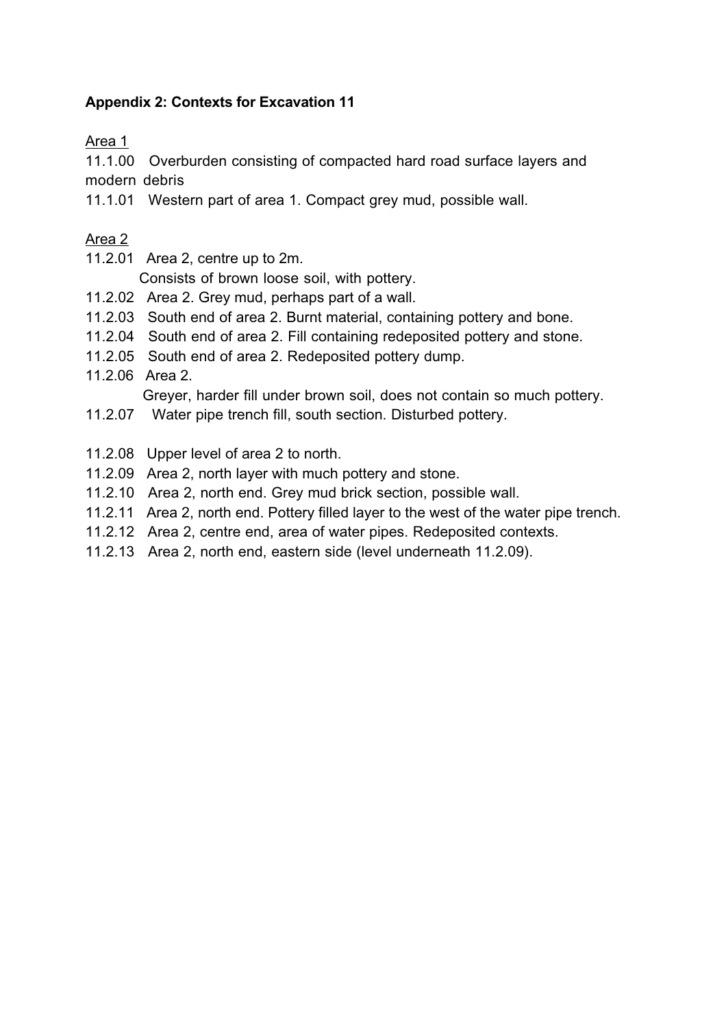**Appendix 2: Contexts for Excavation 11**

<u>Area 1</u>

11.1.00 Overburden consisting of compacted hard road surface layers and modern debris

11.1.01 Western part of area 1. Compact grey mud, possible wall.

<u>Area 2</u>

11.2.01 Area 2, centre up to 2m.
Consists of brown loose soil, with pottery.

11.2.02 Area 2. Grey mud, perhaps part of a wall.

11.2.03 South end of area 2. Burnt material, containing pottery and bone.

11.2.04 South end of area 2. Fill containing redeposited pottery and stone.

11.2.05 South end of area 2. Redeposited pottery dump.

11.2.06 Area 2.
Greyer, harder fill under brown soil, does not contain so much pottery.

11.2.07 Water pipe trench fill, south section. Disturbed pottery.

11.2.08 Upper level of area 2 to north.

11.2.09 Area 2, north layer with much pottery and stone.

11.2.10 Area 2, north end. Grey mud brick section, possible wall.

11.2.11 Area 2, north end. Pottery filled layer to the west of the water pipe trench.

11.2.12 Area 2, centre end, area of water pipes. Redeposited contexts.

11.2.13 Area 2, north end, eastern side (level underneath 11.2.09).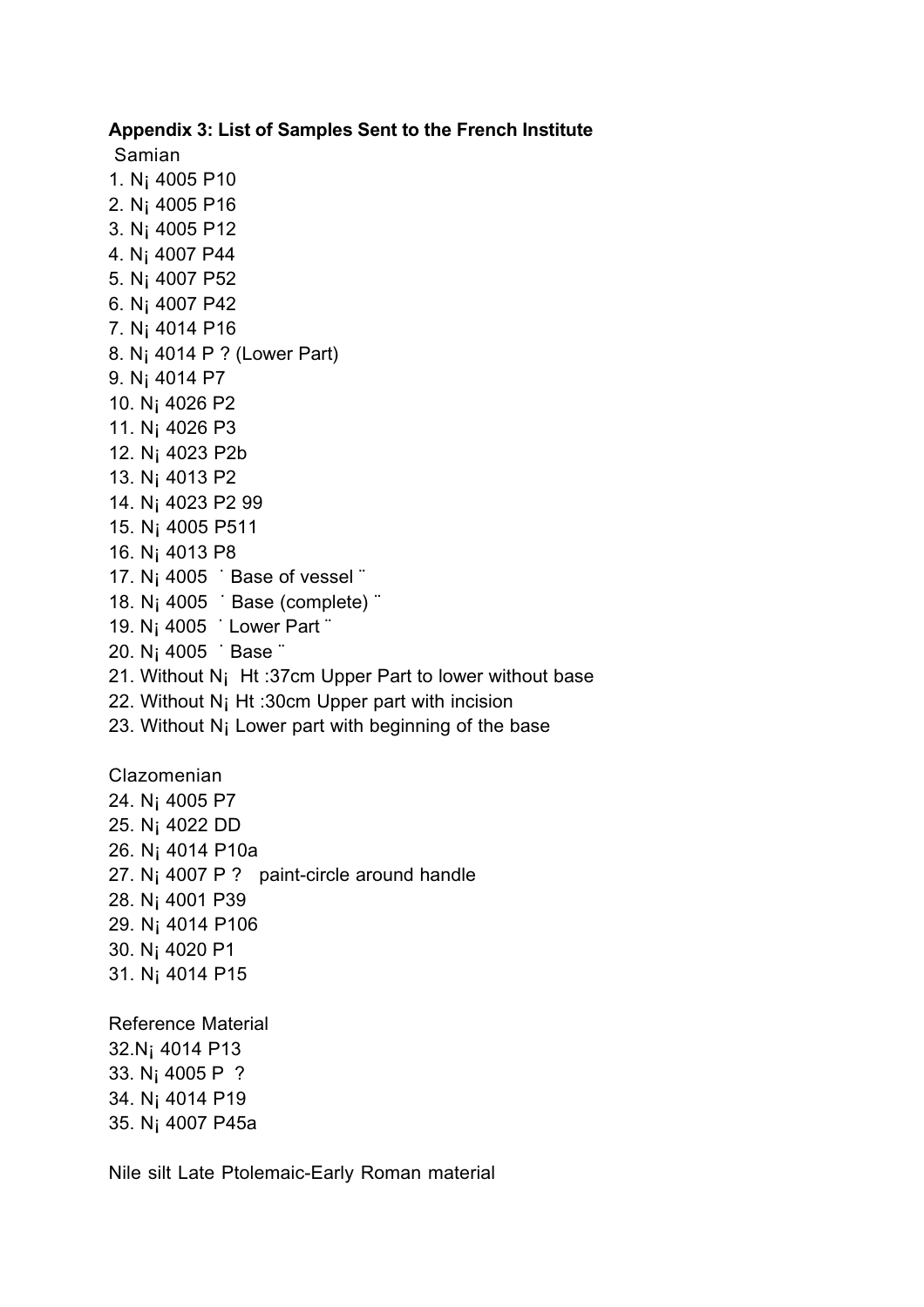**Appendix 3: List of Samples Sent to the French Institute**

Samian

1. N¡ 4005 P10
2. N¡ 4005 P16
3. N¡ 4005 P12
4. N¡ 4007 P44
5. N¡ 4007 P52
6. N¡ 4007 P42
7. N¡ 4014 P16
8. N¡ 4014 P ? (Lower Part)
9. N¡ 4014 P7
10. N¡ 4026 P2
11. N¡ 4026 P3
12. N¡ 4023 P2b
13. N¡ 4013 P2
14. N¡ 4023 P2 99
15. N¡ 4005 P511
16. N¡ 4013 P8
17. N¡ 4005 ˙ Base of vessel ¨
18. N¡ 4005 ˙ Base (complete) ¨
19. N¡ 4005 ˙ Lower Part ¨
20. N¡ 4005 ˙ Base ¨
21. Without N¡ Ht :37cm Upper Part to lower without base
22. Without N¡ Ht :30cm Upper part with incision
23. Without N¡ Lower part with beginning of the base

Clazomenian

24. N¡ 4005 P7
25. N¡ 4022 DD
26. N¡ 4014 P10a
27. N¡ 4007 P ? paint-circle around handle
28. N¡ 4001 P39
29. N¡ 4014 P106
30. N¡ 4020 P1
31. N¡ 4014 P15

Reference Material

32. N¡ 4014 P13
33. N¡ 4005 P ?
34. N¡ 4014 P19
35. N¡ 4007 P45a

Nile silt Late Ptolemaic-Early Roman material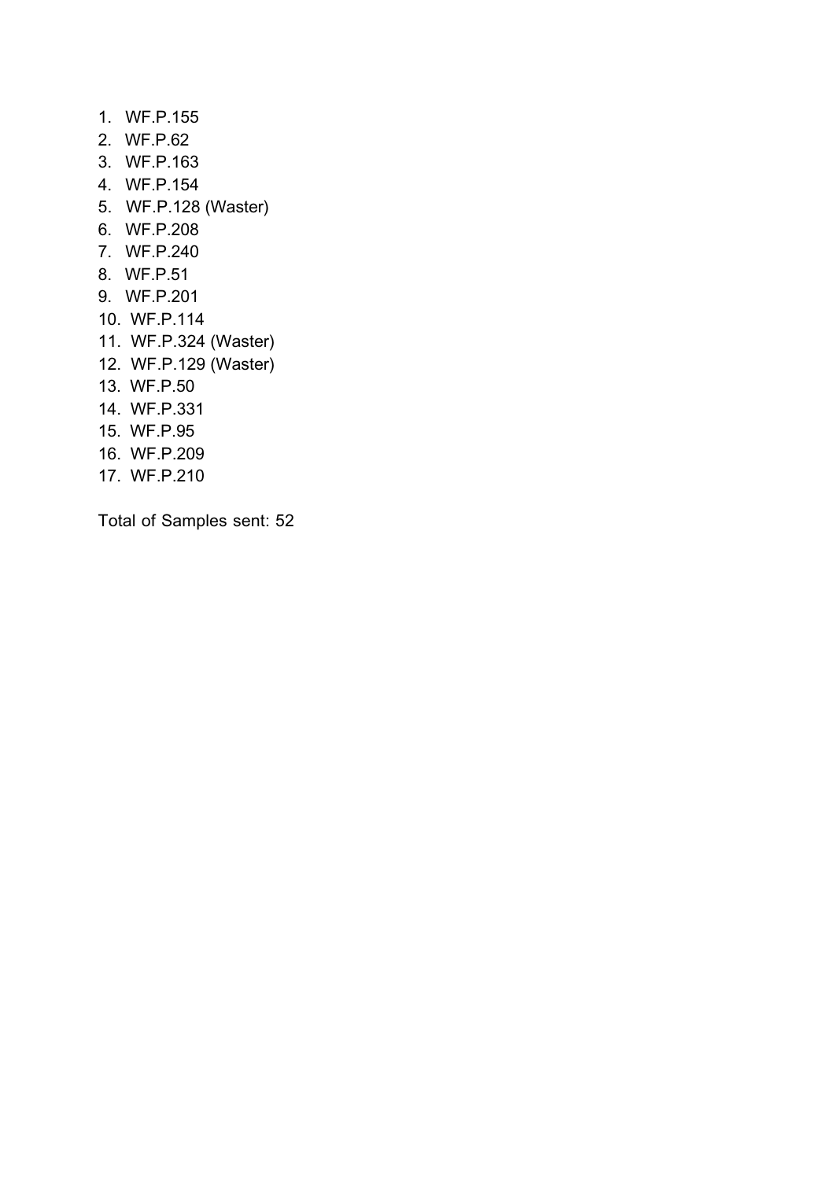1. WF.P.155
2. WF.P.62
3. WF.P.163
4. WF.P.154
5. WF.P.128 (Waster)
6. WF.P.208
7. WF.P.240
8. WF.P.51
9. WF.P.201
10. WF.P.114
11. WF.P.324 (Waster)
12. WF.P.129 (Waster)
13. WF.P.50
14. WF.P.331
15. WF.P.95
16. WF.P.209
17. WF.P.210

Total of Samples sent: 52